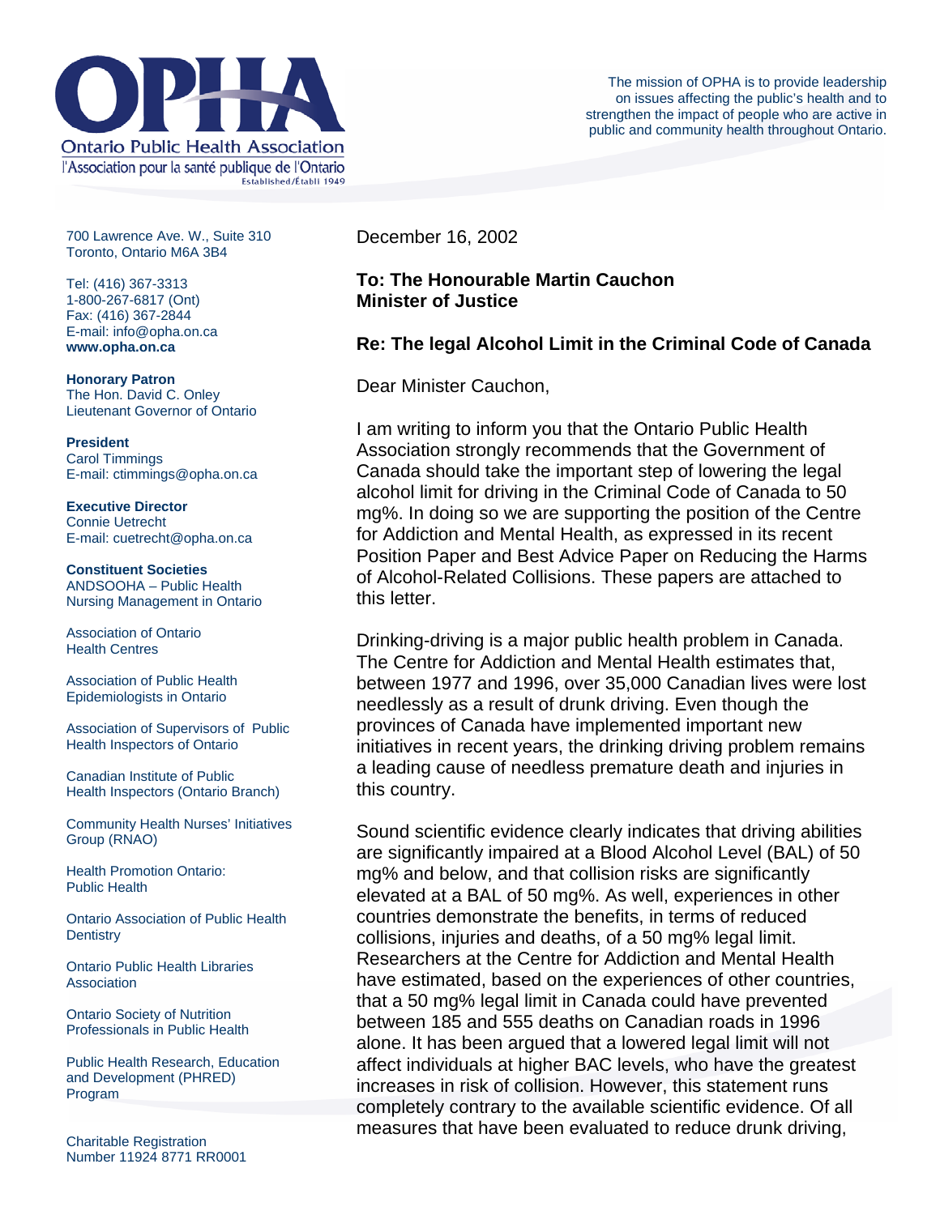# OPHA

Ontario Public Health Association

l'Association pour la santé publique de l'Ontario

Established/Établi 1949

The mission of OPHA is to provide leadership on issues affecting the public's health and to strengthen the impact of people who are active in public and community health throughout Ontario.

700 Lawrence Ave. W., Suite 310
Toronto, Ontario M6A 3B4

Tel: (416) 367-3313
1-800-267-6817 (Ont)
Fax: (416) 367-2844
E-mail: info@opha.on.ca
**www.opha.on.ca**

**Honorary Patron**
The Hon. David C. Onley
Lieutenant Governor of Ontario

**President**
Carol Timmings
E-mail: ctimmings@opha.on.ca

**Executive Director**
Connie Uetrecht
E-mail: cuetrecht@opha.on.ca

**Constituent Societies**
ANDSOOHA – Public Health Nursing Management in Ontario

Association of Ontario Health Centres

Association of Public Health Epidemiologists in Ontario

Association of Supervisors of Public Health Inspectors of Ontario

Canadian Institute of Public Health Inspectors (Ontario Branch)

Community Health Nurses' Initiatives Group (RNAO)

Health Promotion Ontario: Public Health

Ontario Association of Public Health Dentistry

Ontario Public Health Libraries Association

Ontario Society of Nutrition Professionals in Public Health

Public Health Research, Education and Development (PHRED) Program

Charitable Registration Number 11924 8771 RR0001

---

December 16, 2002

**To: The Honourable Martin Cauchon**
**Minister of Justice**

**Re: The legal Alcohol Limit in the Criminal Code of Canada**

Dear Minister Cauchon,

I am writing to inform you that the Ontario Public Health Association strongly recommends that the Government of Canada should take the important step of lowering the legal alcohol limit for driving in the Criminal Code of Canada to 50 mg%. In doing so we are supporting the position of the Centre for Addiction and Mental Health, as expressed in its recent Position Paper and Best Advice Paper on Reducing the Harms of Alcohol-Related Collisions. These papers are attached to this letter.

Drinking-driving is a major public health problem in Canada. The Centre for Addiction and Mental Health estimates that, between 1977 and 1996, over 35,000 Canadian lives were lost needlessly as a result of drunk driving. Even though the provinces of Canada have implemented important new initiatives in recent years, the drinking driving problem remains a leading cause of needless premature death and injuries in this country.

Sound scientific evidence clearly indicates that driving abilities are significantly impaired at a Blood Alcohol Level (BAL) of 50 mg% and below, and that collision risks are significantly elevated at a BAL of 50 mg%. As well, experiences in other countries demonstrate the benefits, in terms of reduced collisions, injuries and deaths, of a 50 mg% legal limit. Researchers at the Centre for Addiction and Mental Health have estimated, based on the experiences of other countries, that a 50 mg% legal limit in Canada could have prevented between 185 and 555 deaths on Canadian roads in 1996 alone. It has been argued that a lowered legal limit will not affect individuals at higher BAC levels, who have the greatest increases in risk of collision. However, this statement runs completely contrary to the available scientific evidence. Of all measures that have been evaluated to reduce drunk driving,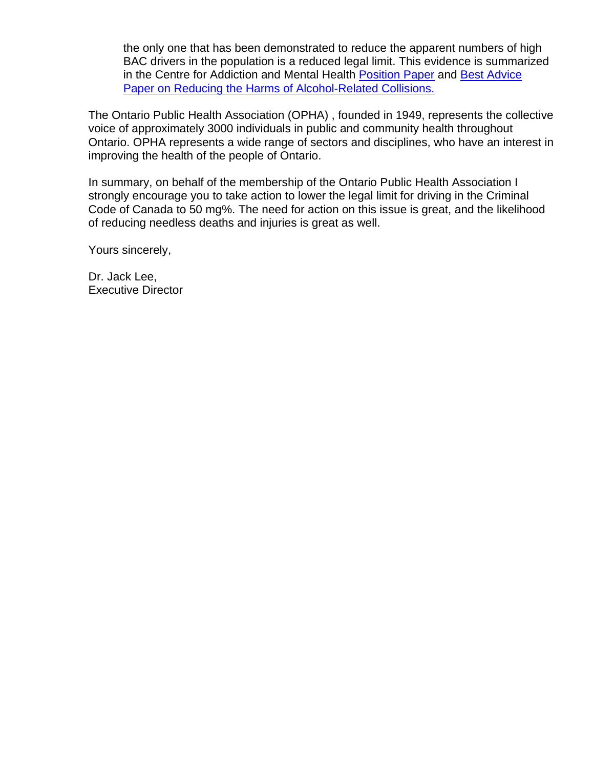the only one that has been demonstrated to reduce the apparent numbers of high BAC drivers in the population is a reduced legal limit. This evidence is summarized in the Centre for Addiction and Mental Health Position Paper and Best Advice Paper on Reducing the Harms of Alcohol-Related Collisions.

The Ontario Public Health Association (OPHA) , founded in 1949, represents the collective voice of approximately 3000 individuals in public and community health throughout Ontario. OPHA represents a wide range of sectors and disciplines, who have an interest in improving the health of the people of Ontario.

In summary, on behalf of the membership of the Ontario Public Health Association I strongly encourage you to take action to lower the legal limit for driving in the Criminal Code of Canada to 50 mg%. The need for action on this issue is great, and the likelihood of reducing needless deaths and injuries is great as well.

Yours sincerely,

Dr. Jack Lee,
Executive Director